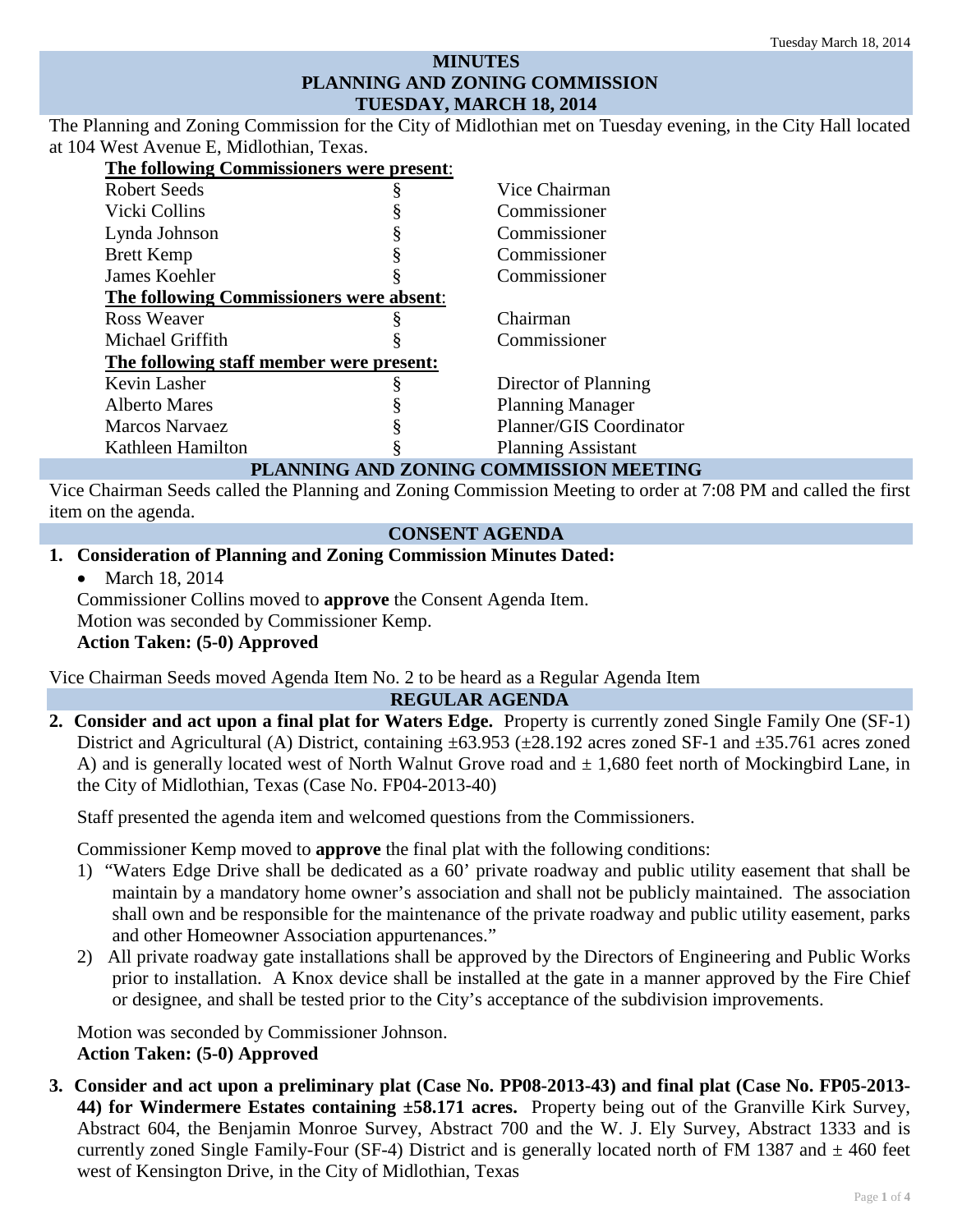# MINUTES
# PLANNING AND ZONING COMMISSION
# TUESDAY, MARCH 18, 2014

The Planning and Zoning Commission for the City of Midlothian met on Tuesday evening, in the City Hall located at 104 West Avenue E, Midlothian, Texas.

| **The following Commissioners were present**: | | |
|---|---|---|
| Robert Seeds | § | Vice Chairman |
| Vicki Collins | § | Commissioner |
| Lynda Johnson | § | Commissioner |
| Brett Kemp | § | Commissioner |
| James Koehler | § | Commissioner |
| **The following Commissioners were absent**: | | |
| Ross Weaver | § | Chairman |
| Michael Griffith | § | Commissioner |
| **The following staff member were present:** | | |
| Kevin Lasher | § | Director of Planning |
| Alberto Mares | § | Planning Manager |
| Marcos Narvaez | § | Planner/GIS Coordinator |
| Kathleen Hamilton | § | Planning Assistant |

## PLANNING AND ZONING COMMISSION MEETING

Vice Chairman Seeds called the Planning and Zoning Commission Meeting to order at 7:08 PM and called the first item on the agenda.

## CONSENT AGENDA

1. **Consideration of Planning and Zoning Commission Minutes Dated:**
   - March 18, 2014

   Commissioner Collins moved to **approve** the Consent Agenda Item.
   Motion was seconded by Commissioner Kemp.
   **Action Taken: (5-0) Approved**

Vice Chairman Seeds moved Agenda Item No. 2 to be heard as a Regular Agenda Item

## REGULAR AGENDA

2. **Consider and act upon a final plat for Waters Edge.** Property is currently zoned Single Family One (SF-1) District and Agricultural (A) District, containing ±63.953 (±28.192 acres zoned SF-1 and ±35.761 acres zoned A) and is generally located west of North Walnut Grove road and ± 1,680 feet north of Mockingbird Lane, in the City of Midlothian, Texas (Case No. FP04-2013-40)

   Staff presented the agenda item and welcomed questions from the Commissioners.

   Commissioner Kemp moved to **approve** the final plat with the following conditions:
   1) "Waters Edge Drive shall be dedicated as a 60' private roadway and public utility easement that shall be maintain by a mandatory home owner's association and shall not be publicly maintained. The association shall own and be responsible for the maintenance of the private roadway and public utility easement, parks and other Homeowner Association appurtenances."
   2) All private roadway gate installations shall be approved by the Directors of Engineering and Public Works prior to installation. A Knox device shall be installed at the gate in a manner approved by the Fire Chief or designee, and shall be tested prior to the City's acceptance of the subdivision improvements.

   Motion was seconded by Commissioner Johnson.
   **Action Taken: (5-0) Approved**

3. **Consider and act upon a preliminary plat (Case No. PP08-2013-43) and final plat (Case No. FP05-2013-44) for Windermere Estates containing ±58.171 acres.** Property being out of the Granville Kirk Survey, Abstract 604, the Benjamin Monroe Survey, Abstract 700 and the W. J. Ely Survey, Abstract 1333 and is currently zoned Single Family-Four (SF-4) District and is generally located north of FM 1387 and ± 460 feet west of Kensington Drive, in the City of Midlothian, Texas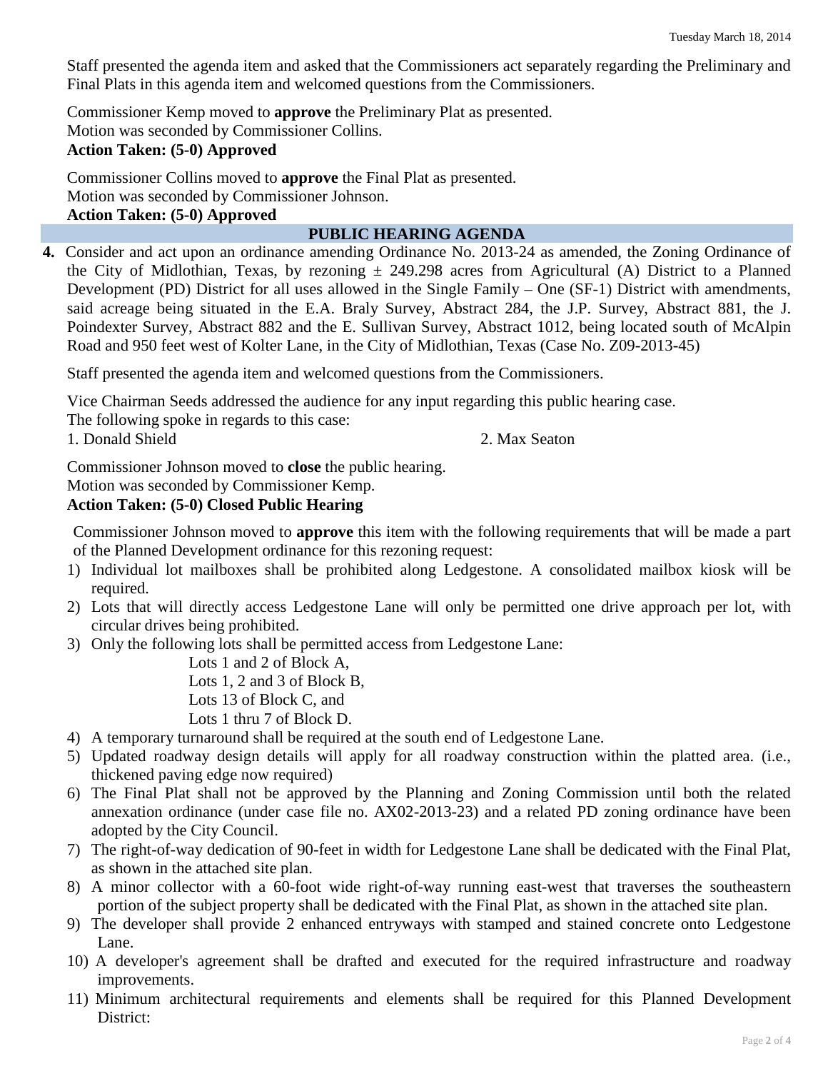Staff presented the agenda item and asked that the Commissioners act separately regarding the Preliminary and Final Plats in this agenda item and welcomed questions from the Commissioners.

Commissioner Kemp moved to **approve** the Preliminary Plat as presented.
Motion was seconded by Commissioner Collins.
**Action Taken: (5-0) Approved**

Commissioner Collins moved to **approve** the Final Plat as presented.
Motion was seconded by Commissioner Johnson.
**Action Taken: (5-0) Approved**

## PUBLIC HEARING AGENDA

**4.** Consider and act upon an ordinance amending Ordinance No. 2013-24 as amended, the Zoning Ordinance of the City of Midlothian, Texas, by rezoning ± 249.298 acres from Agricultural (A) District to a Planned Development (PD) District for all uses allowed in the Single Family – One (SF-1) District with amendments, said acreage being situated in the E.A. Braly Survey, Abstract 284, the J.P. Survey, Abstract 881, the J. Poindexter Survey, Abstract 882 and the E. Sullivan Survey, Abstract 1012, being located south of McAlpin Road and 950 feet west of Kolter Lane, in the City of Midlothian, Texas (Case No. Z09-2013-45)

Staff presented the agenda item and welcomed questions from the Commissioners.

Vice Chairman Seeds addressed the audience for any input regarding this public hearing case.
The following spoke in regards to this case:
1. Donald Shield
2. Max Seaton

Commissioner Johnson moved to **close** the public hearing.
Motion was seconded by Commissioner Kemp.
**Action Taken: (5-0) Closed Public Hearing**

Commissioner Johnson moved to **approve** this item with the following requirements that will be made a part of the Planned Development ordinance for this rezoning request:

1) Individual lot mailboxes shall be prohibited along Ledgestone. A consolidated mailbox kiosk will be required.
2) Lots that will directly access Ledgestone Lane will only be permitted one drive approach per lot, with circular drives being prohibited.
3) Only the following lots shall be permitted access from Ledgestone Lane:
   - Lots 1 and 2 of Block A,
   - Lots 1, 2 and 3 of Block B,
   - Lots 13 of Block C, and
   - Lots 1 thru 7 of Block D.
4) A temporary turnaround shall be required at the south end of Ledgestone Lane.
5) Updated roadway design details will apply for all roadway construction within the platted area. (i.e., thickened paving edge now required)
6) The Final Plat shall not be approved by the Planning and Zoning Commission until both the related annexation ordinance (under case file no. AX02-2013-23) and a related PD zoning ordinance have been adopted by the City Council.
7) The right-of-way dedication of 90-feet in width for Ledgestone Lane shall be dedicated with the Final Plat, as shown in the attached site plan.
8) A minor collector with a 60-foot wide right-of-way running east-west that traverses the southeastern portion of the subject property shall be dedicated with the Final Plat, as shown in the attached site plan.
9) The developer shall provide 2 enhanced entryways with stamped and stained concrete onto Ledgestone Lane.
10) A developer's agreement shall be drafted and executed for the required infrastructure and roadway improvements.
11) Minimum architectural requirements and elements shall be required for this Planned Development District: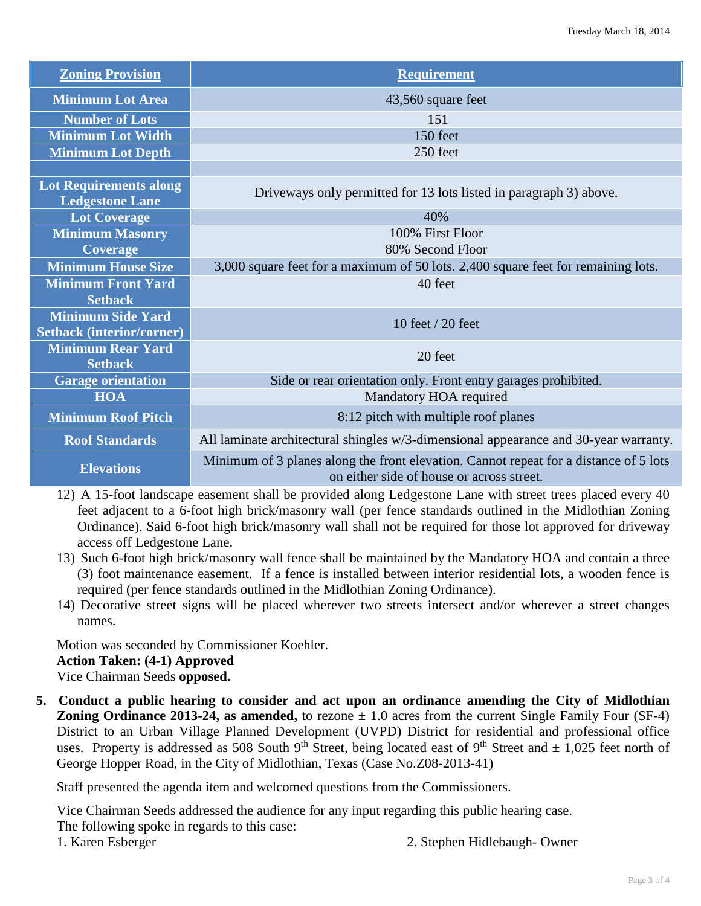| Zoning Provision | Requirement |
|---|---|
| Minimum Lot Area | 43,560 square feet |
| Number of Lots | 151 |
| Minimum Lot Width | 150 feet |
| Minimum Lot Depth | 250 feet |
| | |
| Lot Requirements along Ledgestone Lane | Driveways only permitted for 13 lots listed in paragraph 3) above. |
| Lot Coverage | 40% |
| Minimum Masonry Coverage | 100% First Floor<br>80% Second Floor |
| Minimum House Size | 3,000 square feet for a maximum of 50 lots. 2,400 square feet for remaining lots. |
| Minimum Front Yard Setback | 40 feet |
| Minimum Side Yard Setback (interior/corner) | 10 feet / 20 feet |
| Minimum Rear Yard Setback | 20 feet |
| Garage orientation | Side or rear orientation only. Front entry garages prohibited. |
| HOA | Mandatory HOA required |
| Minimum Roof Pitch | 8:12 pitch with multiple roof planes |
| Roof Standards | All laminate architectural shingles w/3-dimensional appearance and 30-year warranty. |
| Elevations | Minimum of 3 planes along the front elevation. Cannot repeat for a distance of 5 lots on either side of house or across street. |

12) A 15-foot landscape easement shall be provided along Ledgestone Lane with street trees placed every 40 feet adjacent to a 6-foot high brick/masonry wall (per fence standards outlined in the Midlothian Zoning Ordinance). Said 6-foot high brick/masonry wall shall not be required for those lot approved for driveway access off Ledgestone Lane.

13) Such 6-foot high brick/masonry wall fence shall be maintained by the Mandatory HOA and contain a three (3) foot maintenance easement. If a fence is installed between interior residential lots, a wooden fence is required (per fence standards outlined in the Midlothian Zoning Ordinance).

14) Decorative street signs will be placed wherever two streets intersect and/or wherever a street changes names.

Motion was seconded by Commissioner Koehler.
**Action Taken: (4-1) Approved**
Vice Chairman Seeds **opposed.**

5. **Conduct a public hearing to consider and act upon an ordinance amending the City of Midlothian Zoning Ordinance 2013-24, as amended,** to rezone ± 1.0 acres from the current Single Family Four (SF-4) District to an Urban Village Planned Development (UVPD) District for residential and professional office uses. Property is addressed as 508 South 9th Street, being located east of 9th Street and ± 1,025 feet north of George Hopper Road, in the City of Midlothian, Texas (Case No.Z08-2013-41)

Staff presented the agenda item and welcomed questions from the Commissioners.

Vice Chairman Seeds addressed the audience for any input regarding this public hearing case.
The following spoke in regards to this case:

1. Karen Esberger
2. Stephen Hidlebaugh- Owner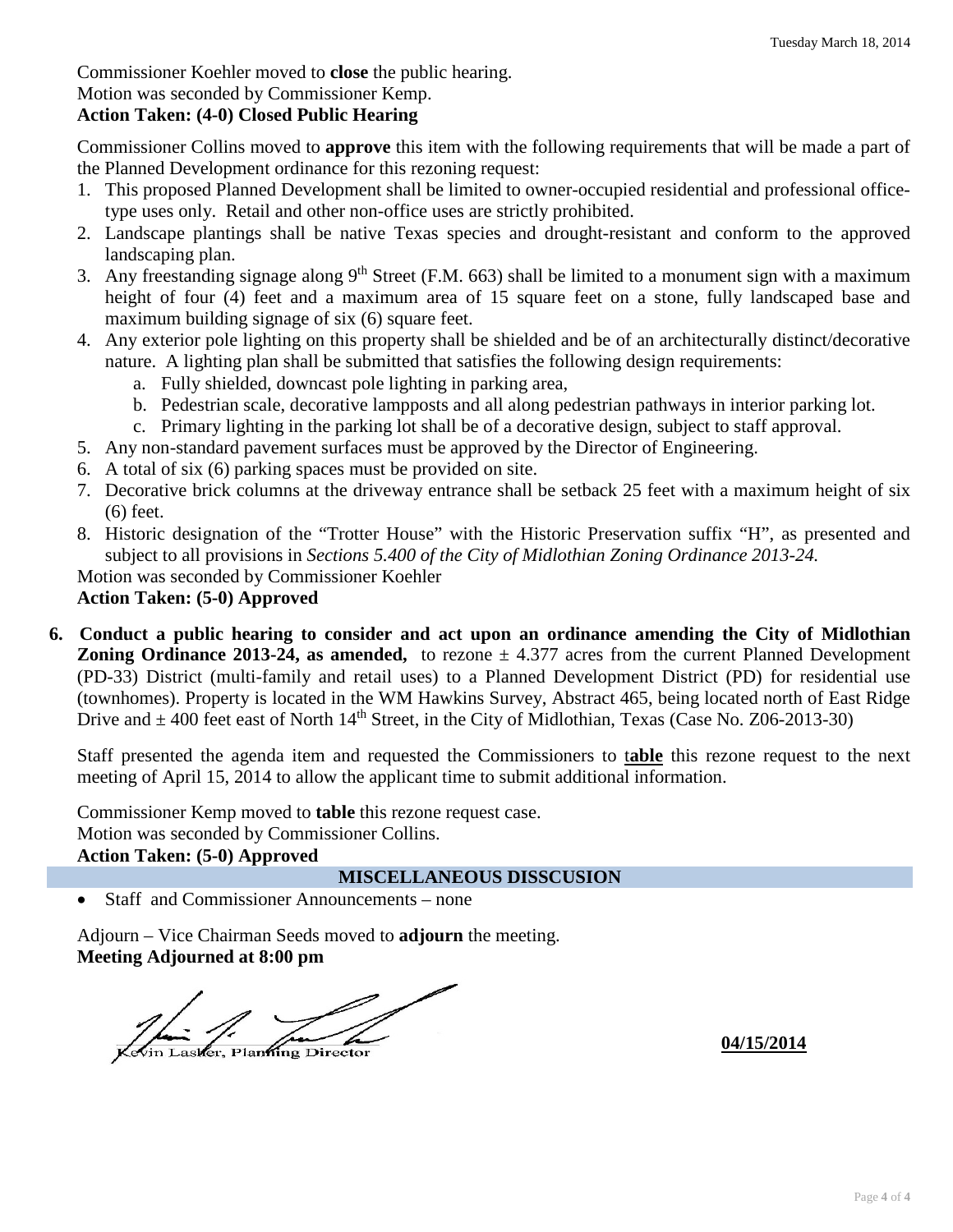Commissioner Koehler moved to **close** the public hearing.
Motion was seconded by Commissioner Kemp.
**Action Taken: (4-0) Closed Public Hearing**

Commissioner Collins moved to **approve** this item with the following requirements that will be made a part of the Planned Development ordinance for this rezoning request:

1. This proposed Planned Development shall be limited to owner-occupied residential and professional office-type uses only. Retail and other non-office uses are strictly prohibited.
2. Landscape plantings shall be native Texas species and drought-resistant and conform to the approved landscaping plan.
3. Any freestanding signage along 9th Street (F.M. 663) shall be limited to a monument sign with a maximum height of four (4) feet and a maximum area of 15 square feet on a stone, fully landscaped base and maximum building signage of six (6) square feet.
4. Any exterior pole lighting on this property shall be shielded and be of an architecturally distinct/decorative nature. A lighting plan shall be submitted that satisfies the following design requirements:
   a. Fully shielded, downcast pole lighting in parking area,
   b. Pedestrian scale, decorative lampposts and all along pedestrian pathways in interior parking lot.
   c. Primary lighting in the parking lot shall be of a decorative design, subject to staff approval.
5. Any non-standard pavement surfaces must be approved by the Director of Engineering.
6. A total of six (6) parking spaces must be provided on site.
7. Decorative brick columns at the driveway entrance shall be setback 25 feet with a maximum height of six (6) feet.
8. Historic designation of the "Trotter House" with the Historic Preservation suffix "H", as presented and subject to all provisions in *Sections 5.400 of the City of Midlothian Zoning Ordinance 2013-24.*

Motion was seconded by Commissioner Koehler
**Action Taken: (5-0) Approved**

**6. Conduct a public hearing to consider and act upon an ordinance amending the City of Midlothian Zoning Ordinance 2013-24, as amended,** to rezone ± 4.377 acres from the current Planned Development (PD-33) District (multi-family and retail uses) to a Planned Development District (PD) for residential use (townhomes). Property is located in the WM Hawkins Survey, Abstract 465, being located north of East Ridge Drive and ± 400 feet east of North 14th Street, in the City of Midlothian, Texas (Case No. Z06-2013-30)

Staff presented the agenda item and requested the Commissioners to t**able** this rezone request to the next meeting of April 15, 2014 to allow the applicant time to submit additional information.

Commissioner Kemp moved to **table** this rezone request case.
Motion was seconded by Commissioner Collins.
**Action Taken: (5-0) Approved**

## MISCELLANEOUS DISSCUSION

- Staff and Commissioner Announcements – none

Adjourn – Vice Chairman Seeds moved to **adjourn** the meeting.
**Meeting Adjourned at 8:00 pm**

Kevin Lasher, Planning Director

**04/15/2014**